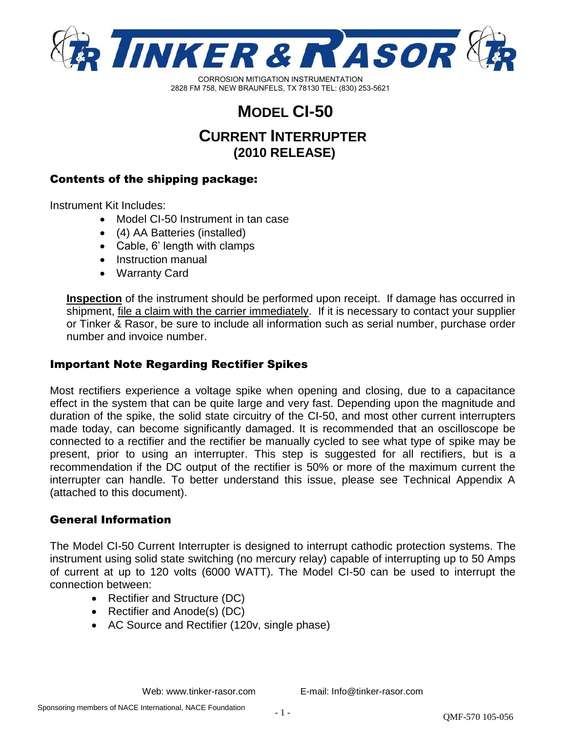# TINKER & RASOR

CORROSION MITIGATION INSTRUMENTATION
2828 FM 758, NEW BRAUNFELS, TX 78130 TEL: (830) 253-5621

# MODEL CI-50

## CURRENT INTERRUPTER
## (2010 RELEASE)

### Contents of the shipping package:

Instrument Kit Includes:

- Model CI-50 Instrument in tan case
- (4) AA Batteries (installed)
- Cable, 6' length with clamps
- Instruction manual
- Warranty Card

**Inspection** of the instrument should be performed upon receipt. If damage has occurred in shipment, file a claim with the carrier immediately. If it is necessary to contact your supplier or Tinker & Rasor, be sure to include all information such as serial number, purchase order number and invoice number.

### Important Note Regarding Rectifier Spikes

Most rectifiers experience a voltage spike when opening and closing, due to a capacitance effect in the system that can be quite large and very fast. Depending upon the magnitude and duration of the spike, the solid state circuitry of the CI-50, and most other current interrupters made today, can become significantly damaged. It is recommended that an oscilloscope be connected to a rectifier and the rectifier be manually cycled to see what type of spike may be present, prior to using an interrupter. This step is suggested for all rectifiers, but is a recommendation if the DC output of the rectifier is 50% or more of the maximum current the interrupter can handle. To better understand this issue, please see Technical Appendix A (attached to this document).

### General Information

The Model CI-50 Current Interrupter is designed to interrupt cathodic protection systems. The instrument using solid state switching (no mercury relay) capable of interrupting up to 50 Amps of current at up to 120 volts (6000 WATT). The Model CI-50 can be used to interrupt the connection between:

- Rectifier and Structure (DC)
- Rectifier and Anode(s) (DC)
- AC Source and Rectifier (120v, single phase)

Web: www.tinker-rasor.com E-mail: Info@tinker-rasor.com

Sponsoring members of NACE International, NACE Foundation

QMF-570 105-056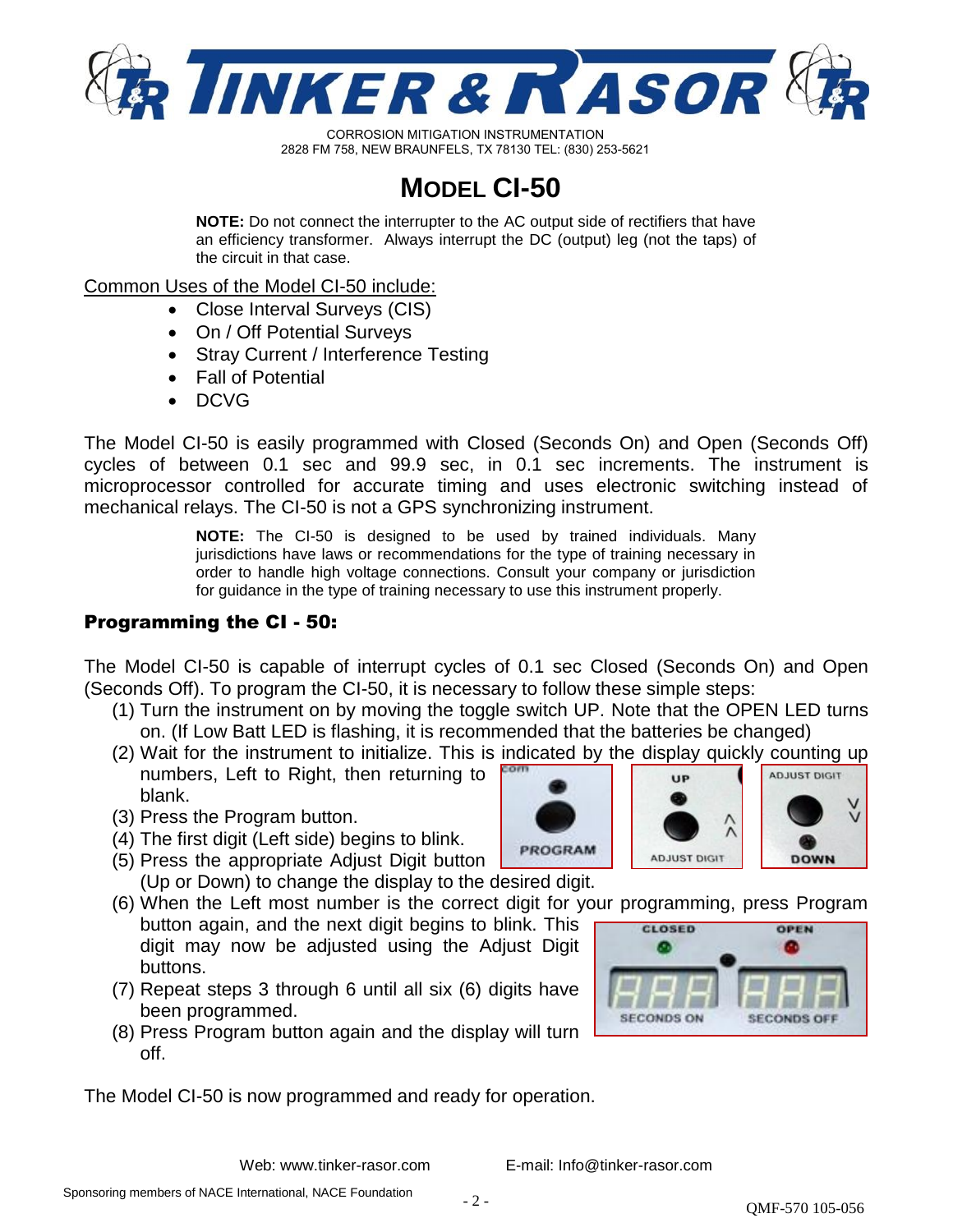CORROSION MITIGATION INSTRUMENTATION
2828 FM 758, NEW BRAUNFELS, TX 78130 TEL: (830) 253-5621

# MODEL CI-50

**NOTE:** Do not connect the interrupter to the AC output side of rectifiers that have an efficiency transformer. Always interrupt the DC (output) leg (not the taps) of the circuit in that case.

Common Uses of the Model CI-50 include:

- Close Interval Surveys (CIS)
- On / Off Potential Surveys
- Stray Current / Interference Testing
- Fall of Potential
- DCVG

The Model CI-50 is easily programmed with Closed (Seconds On) and Open (Seconds Off) cycles of between 0.1 sec and 99.9 sec, in 0.1 sec increments. The instrument is microprocessor controlled for accurate timing and uses electronic switching instead of mechanical relays. The CI-50 is not a GPS synchronizing instrument.

**NOTE:** The CI-50 is designed to be used by trained individuals. Many jurisdictions have laws or recommendations for the type of training necessary in order to handle high voltage connections. Consult your company or jurisdiction for guidance in the type of training necessary to use this instrument properly.

## Programming the CI - 50:

The Model CI-50 is capable of interrupt cycles of 0.1 sec Closed (Seconds On) and Open (Seconds Off). To program the CI-50, it is necessary to follow these simple steps:

(1) Turn the instrument on by moving the toggle switch UP. Note that the OPEN LED turns on. (If Low Batt LED is flashing, it is recommended that the batteries be changed)

(2) Wait for the instrument to initialize. This is indicated by the display quickly counting up numbers, Left to Right, then returning to blank.

(3) Press the Program button.

(4) The first digit (Left side) begins to blink.

(5) Press the appropriate Adjust Digit button (Up or Down) to change the display to the desired digit.

(6) When the Left most number is the correct digit for your programming, press Program button again, and the next digit begins to blink. This digit may now be adjusted using the Adjust Digit buttons.

(7) Repeat steps 3 through 6 until all six (6) digits have been programmed.

(8) Press Program button again and the display will turn off.

The Model CI-50 is now programmed and ready for operation.

Web: www.tinker-rasor.com E-mail: Info@tinker-rasor.com

Sponsoring members of NACE International, NACE Foundation

QMF-570 105-056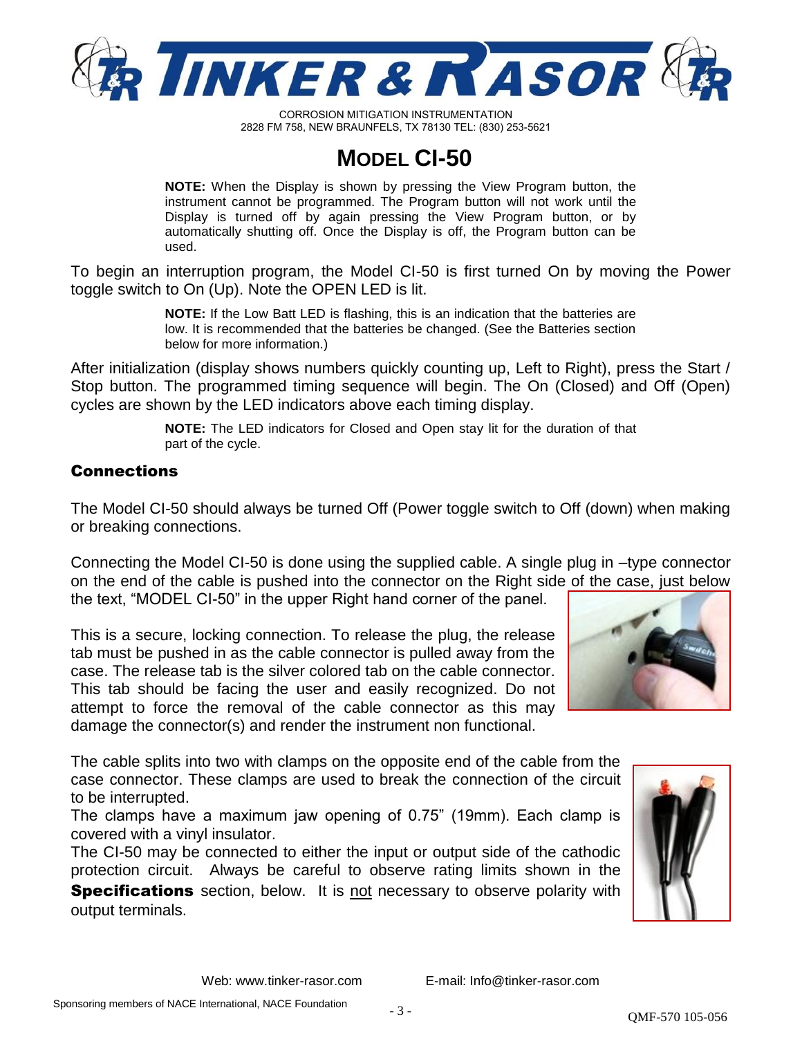# MODEL CI-50

**NOTE:** When the Display is shown by pressing the View Program button, the instrument cannot be programmed. The Program button will not work until the Display is turned off by again pressing the View Program button, or by automatically shutting off. Once the Display is off, the Program button can be used.

To begin an interruption program, the Model CI-50 is first turned On by moving the Power toggle switch to On (Up). Note the OPEN LED is lit.

**NOTE:** If the Low Batt LED is flashing, this is an indication that the batteries are low. It is recommended that the batteries be changed. (See the Batteries section below for more information.)

After initialization (display shows numbers quickly counting up, Left to Right), press the Start / Stop button. The programmed timing sequence will begin. The On (Closed) and Off (Open) cycles are shown by the LED indicators above each timing display.

**NOTE:** The LED indicators for Closed and Open stay lit for the duration of that part of the cycle.

## Connections

The Model CI-50 should always be turned Off (Power toggle switch to Off (down) when making or breaking connections.

Connecting the Model CI-50 is done using the supplied cable. A single plug in –type connector on the end of the cable is pushed into the connector on the Right side of the case, just below the text, "MODEL CI-50" in the upper Right hand corner of the panel.

This is a secure, locking connection. To release the plug, the release tab must be pushed in as the cable connector is pulled away from the case. The release tab is the silver colored tab on the cable connector. This tab should be facing the user and easily recognized. Do not attempt to force the removal of the cable connector as this may damage the connector(s) and render the instrument non functional.

The cable splits into two with clamps on the opposite end of the cable from the case connector. These clamps are used to break the connection of the circuit to be interrupted.
The clamps have a maximum jaw opening of 0.75" (19mm). Each clamp is covered with a vinyl insulator.
The CI-50 may be connected to either the input or output side of the cathodic protection circuit. Always be careful to observe rating limits shown in the **Specifications** section, below. It is not necessary to observe polarity with output terminals.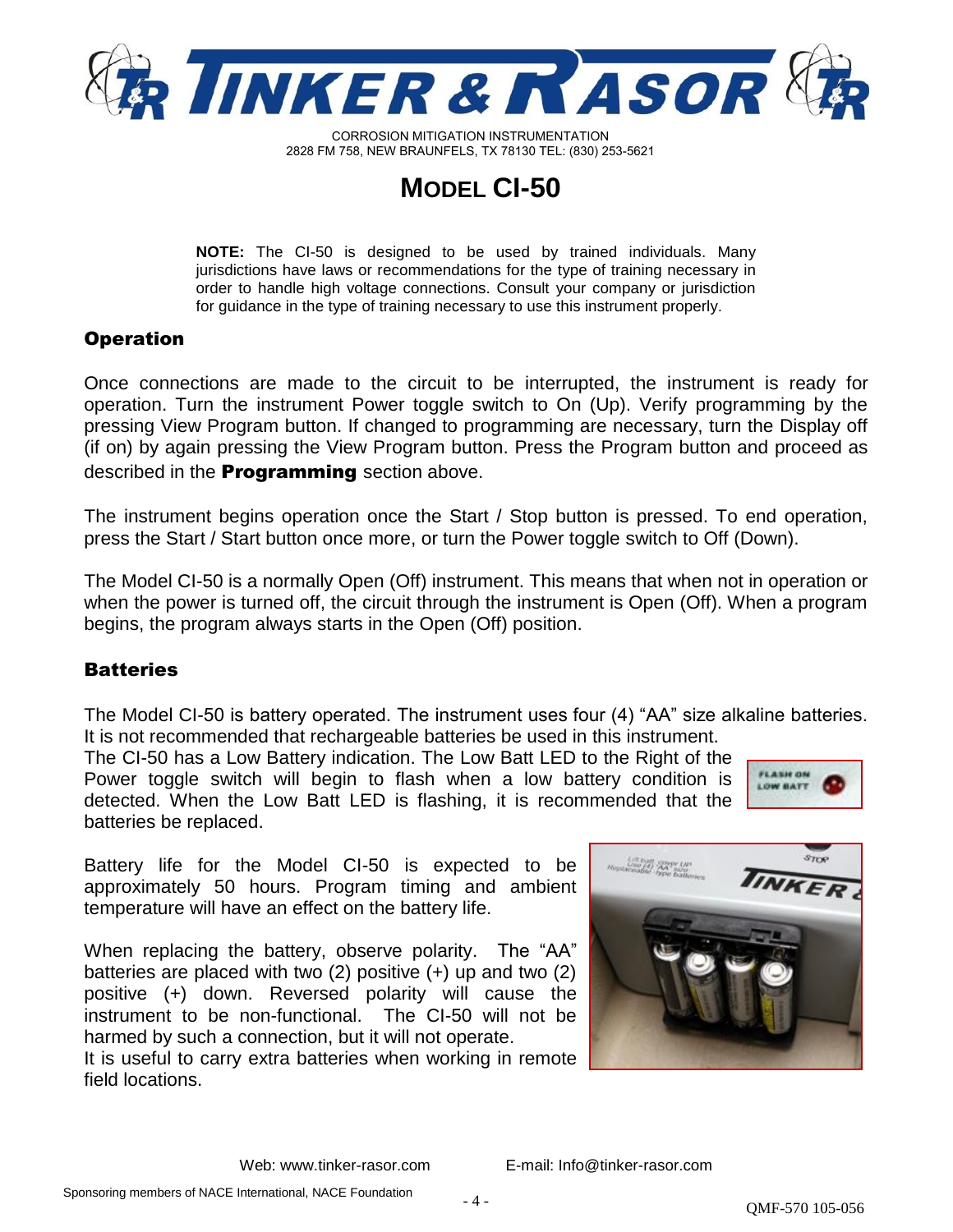# MODEL CI-50

**NOTE:** The CI-50 is designed to be used by trained individuals. Many jurisdictions have laws or recommendations for the type of training necessary in order to handle high voltage connections. Consult your company or jurisdiction for guidance in the type of training necessary to use this instrument properly.

## Operation

Once connections are made to the circuit to be interrupted, the instrument is ready for operation. Turn the instrument Power toggle switch to On (Up). Verify programming by the pressing View Program button. If changed to programming are necessary, turn the Display off (if on) by again pressing the View Program button. Press the Program button and proceed as described in the **Programming** section above.

The instrument begins operation once the Start / Stop button is pressed. To end operation, press the Start / Start button once more, or turn the Power toggle switch to Off (Down).

The Model CI-50 is a normally Open (Off) instrument. This means that when not in operation or when the power is turned off, the circuit through the instrument is Open (Off). When a program begins, the program always starts in the Open (Off) position.

## Batteries

The Model CI-50 is battery operated. The instrument uses four (4) "AA" size alkaline batteries. It is not recommended that rechargeable batteries be used in this instrument.
The CI-50 has a Low Battery indication. The Low Batt LED to the Right of the Power toggle switch will begin to flash when a low battery condition is detected. When the Low Batt LED is flashing, it is recommended that the batteries be replaced.

Battery life for the Model CI-50 is expected to be approximately 50 hours. Program timing and ambient temperature will have an effect on the battery life.

When replacing the battery, observe polarity. The "AA" batteries are placed with two (2) positive (+) up and two (2) positive (+) down. Reversed polarity will cause the instrument to be non-functional. The CI-50 will not be harmed by such a connection, but it will not operate.
It is useful to carry extra batteries when working in remote field locations.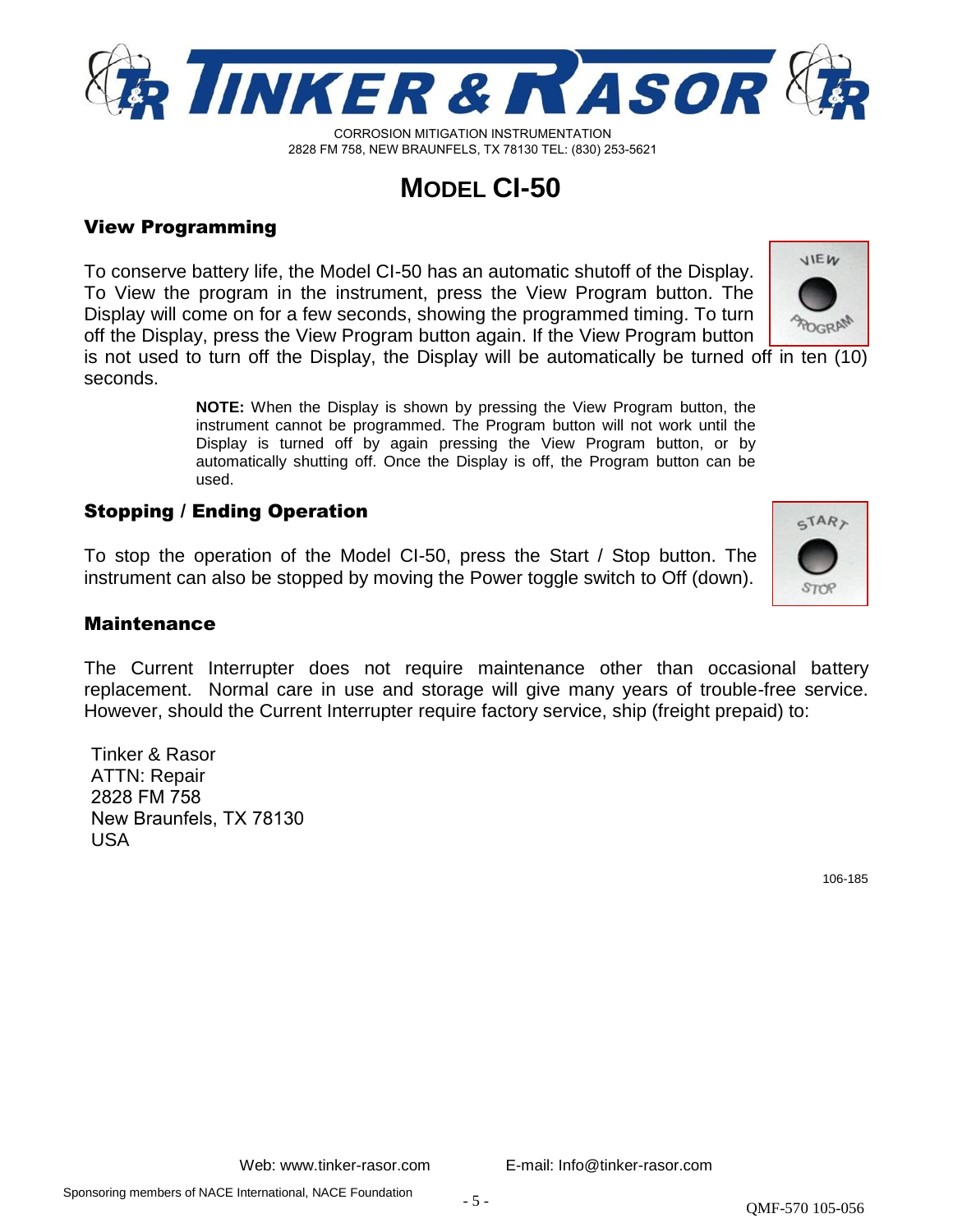# MODEL CI-50

## View Programming

To conserve battery life, the Model CI-50 has an automatic shutoff of the Display. To View the program in the instrument, press the View Program button. The Display will come on for a few seconds, showing the programmed timing. To turn off the Display, press the View Program button again. If the View Program button is not used to turn off the Display, the Display will be automatically be turned off in ten (10) seconds.

> **NOTE:** When the Display is shown by pressing the View Program button, the instrument cannot be programmed. The Program button will not work until the Display is turned off by again pressing the View Program button, or by automatically shutting off. Once the Display is off, the Program button can be used.

## Stopping / Ending Operation

To stop the operation of the Model CI-50, press the Start / Stop button. The instrument can also be stopped by moving the Power toggle switch to Off (down).

## Maintenance

The Current Interrupter does not require maintenance other than occasional battery replacement. Normal care in use and storage will give many years of trouble-free service. However, should the Current Interrupter require factory service, ship (freight prepaid) to:

Tinker & Rasor
ATTN: Repair
2828 FM 758
New Braunfels, TX 78130
USA

106-185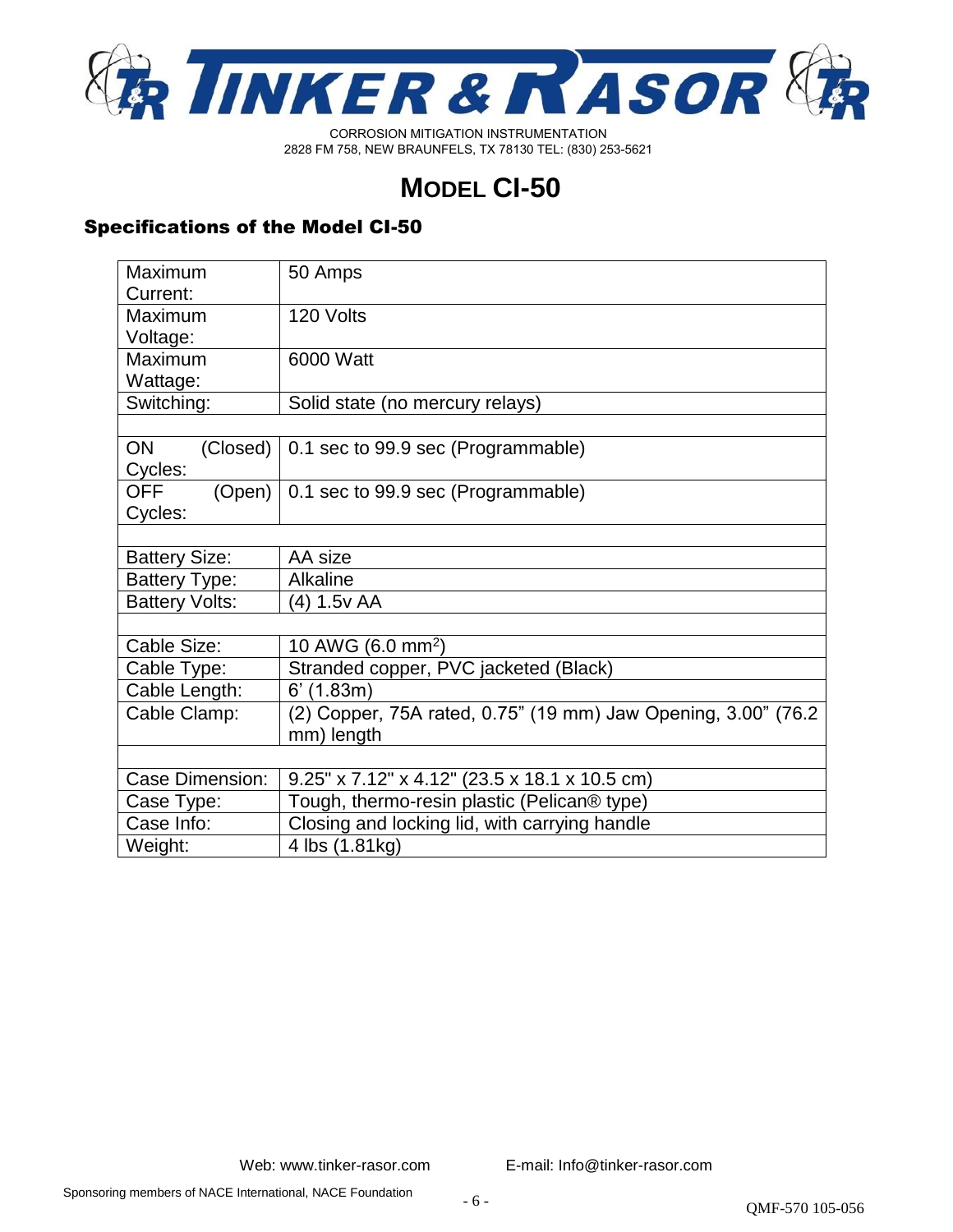# MODEL CI-50

## Specifications of the Model CI-50

| | |
|---|---|
| Maximum Current: | 50 Amps |
| Maximum Voltage: | 120 Volts |
| Maximum Wattage: | 6000 Watt |
| Switching: | Solid state (no mercury relays) |
| | |
| ON (Closed) Cycles: | 0.1 sec to 99.9 sec (Programmable) |
| OFF (Open) Cycles: | 0.1 sec to 99.9 sec (Programmable) |
| | |
| Battery Size: | AA size |
| Battery Type: | Alkaline |
| Battery Volts: | (4) 1.5v AA |
| | |
| Cable Size: | 10 AWG (6.0 $mm^2$) |
| Cable Type: | Stranded copper, PVC jacketed (Black) |
| Cable Length: | 6' (1.83m) |
| Cable Clamp: | (2) Copper, 75A rated, 0.75" (19 mm) Jaw Opening, 3.00" (76.2 mm) length |
| | |
| Case Dimension: | 9.25" x 7.12" x 4.12" (23.5 x 18.1 x 10.5 cm) |
| Case Type: | Tough, thermo-resin plastic (Pelican® type) |
| Case Info: | Closing and locking lid, with carrying handle |
| Weight: | 4 lbs (1.81kg) |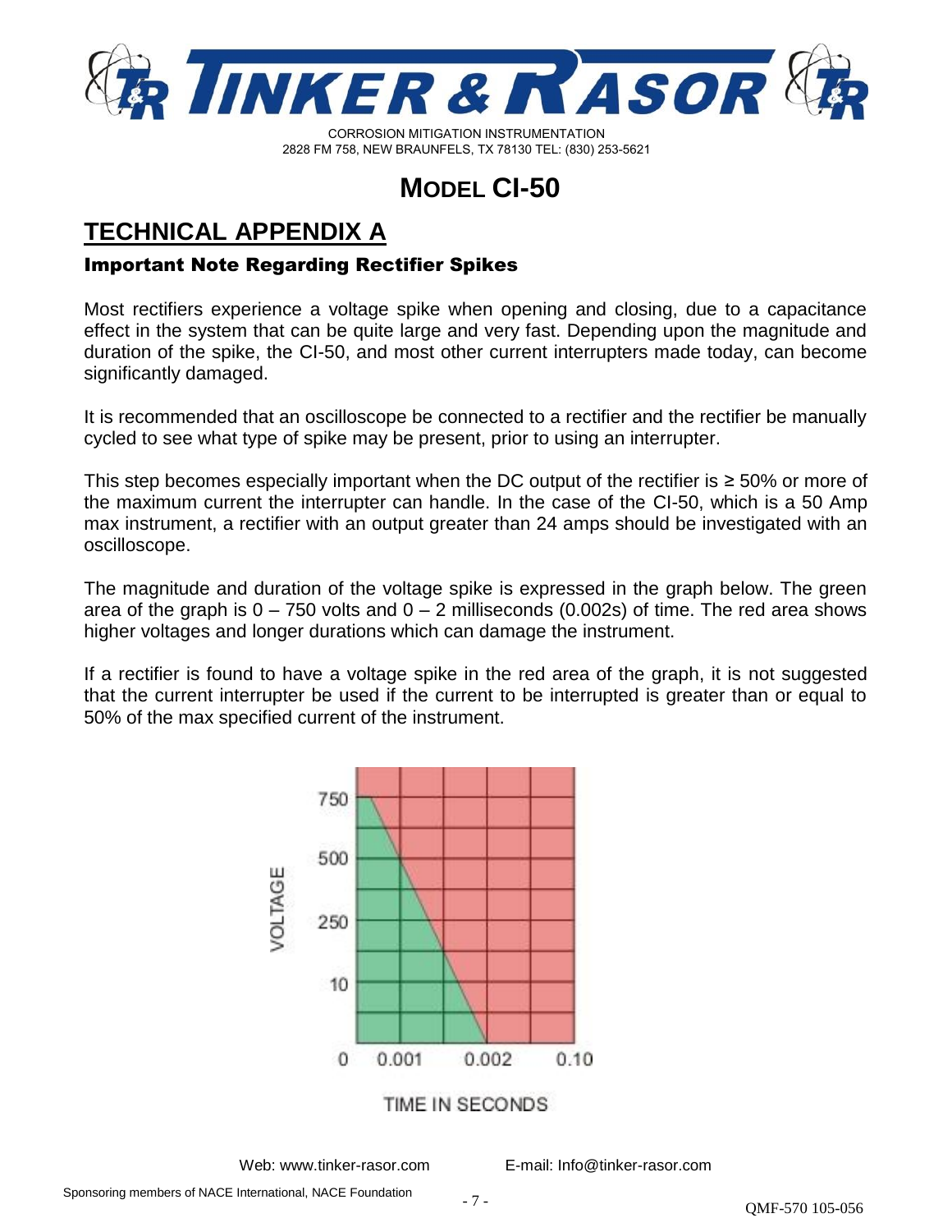![TINKER & RASOR logo]

CORROSION MITIGATION INSTRUMENTATION
2828 FM 758, NEW BRAUNFELS, TX 78130 TEL: (830) 253-5621

# MODEL CI-50

## TECHNICAL APPENDIX A

### Important Note Regarding Rectifier Spikes

Most rectifiers experience a voltage spike when opening and closing, due to a capacitance effect in the system that can be quite large and very fast. Depending upon the magnitude and duration of the spike, the CI-50, and most other current interrupters made today, can become significantly damaged.

It is recommended that an oscilloscope be connected to a rectifier and the rectifier be manually cycled to see what type of spike may be present, prior to using an interrupter.

This step becomes especially important when the DC output of the rectifier is ≥ 50% or more of the maximum current the interrupter can handle. In the case of the CI-50, which is a 50 Amp max instrument, a rectifier with an output greater than 24 amps should be investigated with an oscilloscope.

The magnitude and duration of the voltage spike is expressed in the graph below. The green area of the graph is 0 – 750 volts and 0 – 2 milliseconds (0.002s) of time. The red area shows higher voltages and longer durations which can damage the instrument.

If a rectifier is found to have a voltage spike in the red area of the graph, it is not suggested that the current interrupter be used if the current to be interrupted is greater than or equal to 50% of the max specified current of the instrument.

VOLTAGE
750
500
250
10
0
0.001
0.002
0.10
TIME IN SECONDS

Web: www.tinker-rasor.com E-mail: Info@tinker-rasor.com

Sponsoring members of NACE International, NACE Foundation

QMF-570 105-056